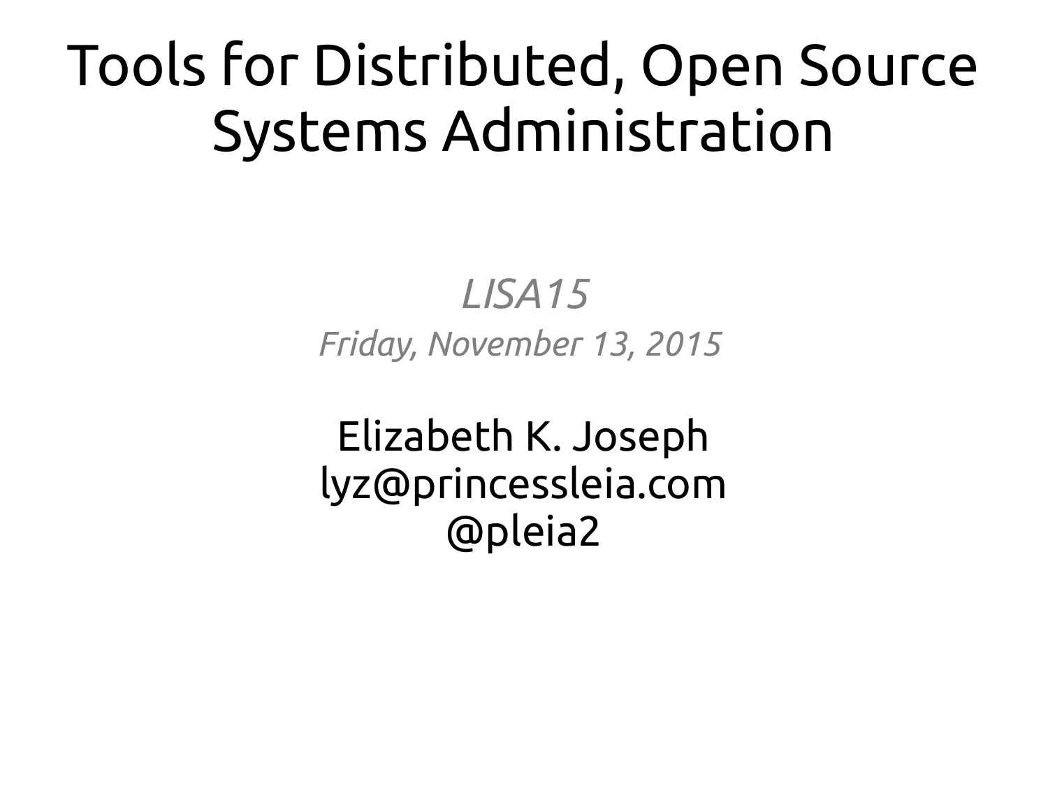# Tools for Distributed, Open Source Systems Administration

*LISA15*

*Friday, November 13, 2015*

Elizabeth K. Joseph
lyz@princessleia.com
@pleia2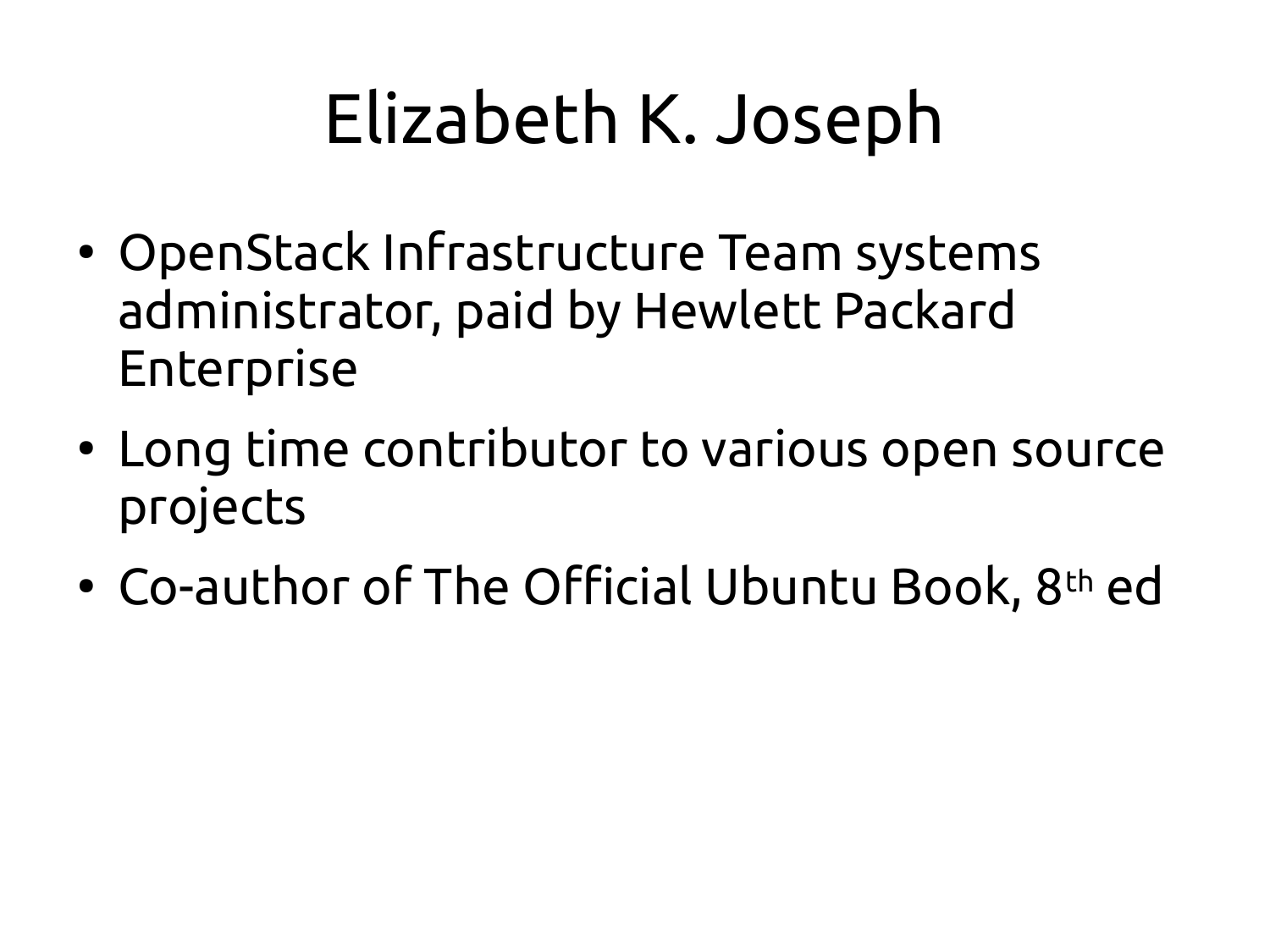# Elizabeth K. Joseph

- OpenStack Infrastructure Team systems administrator, paid by Hewlett Packard Enterprise
- Long time contributor to various open source projects
- Co-author of The Official Ubuntu Book, 8th ed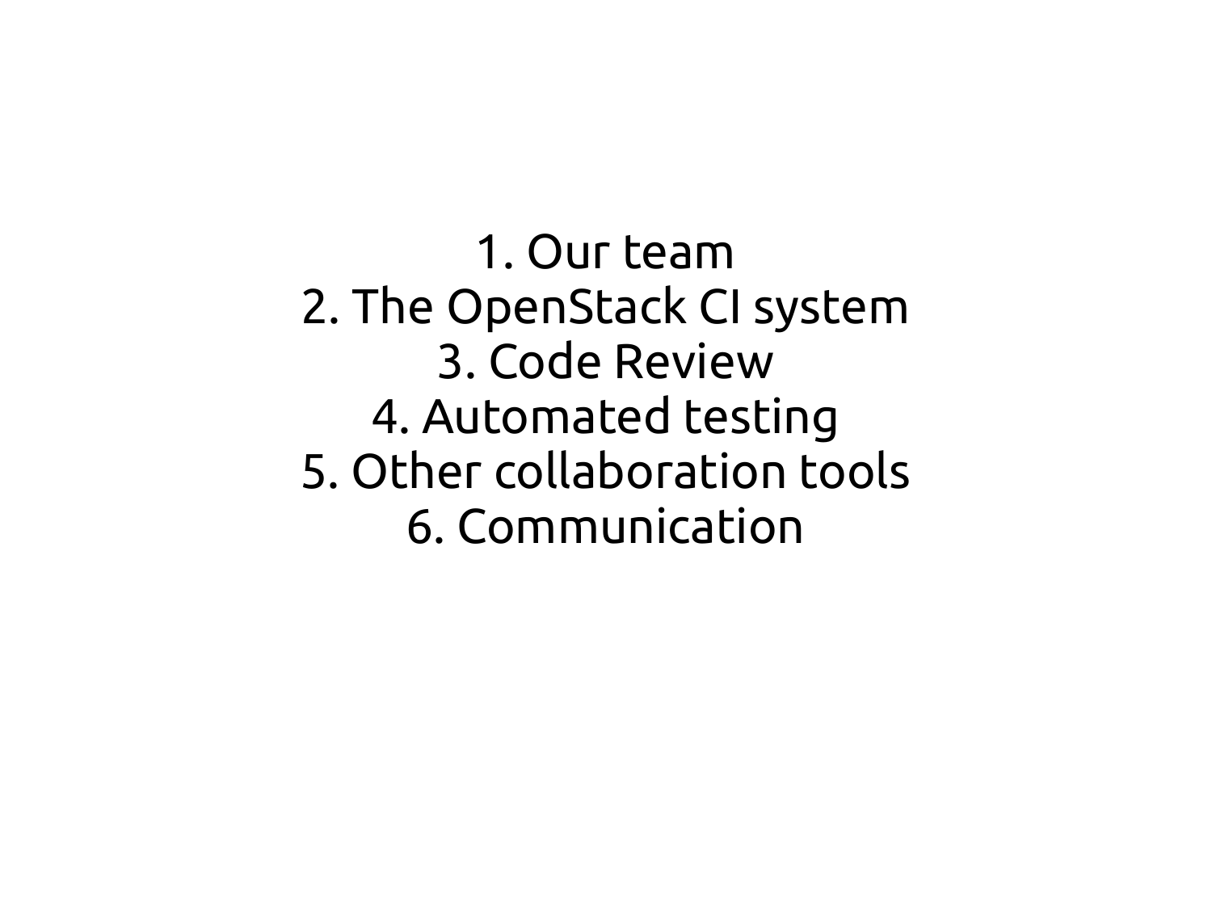1. Our team
2. The OpenStack CI system
3. Code Review
4. Automated testing
5. Other collaboration tools
6. Communication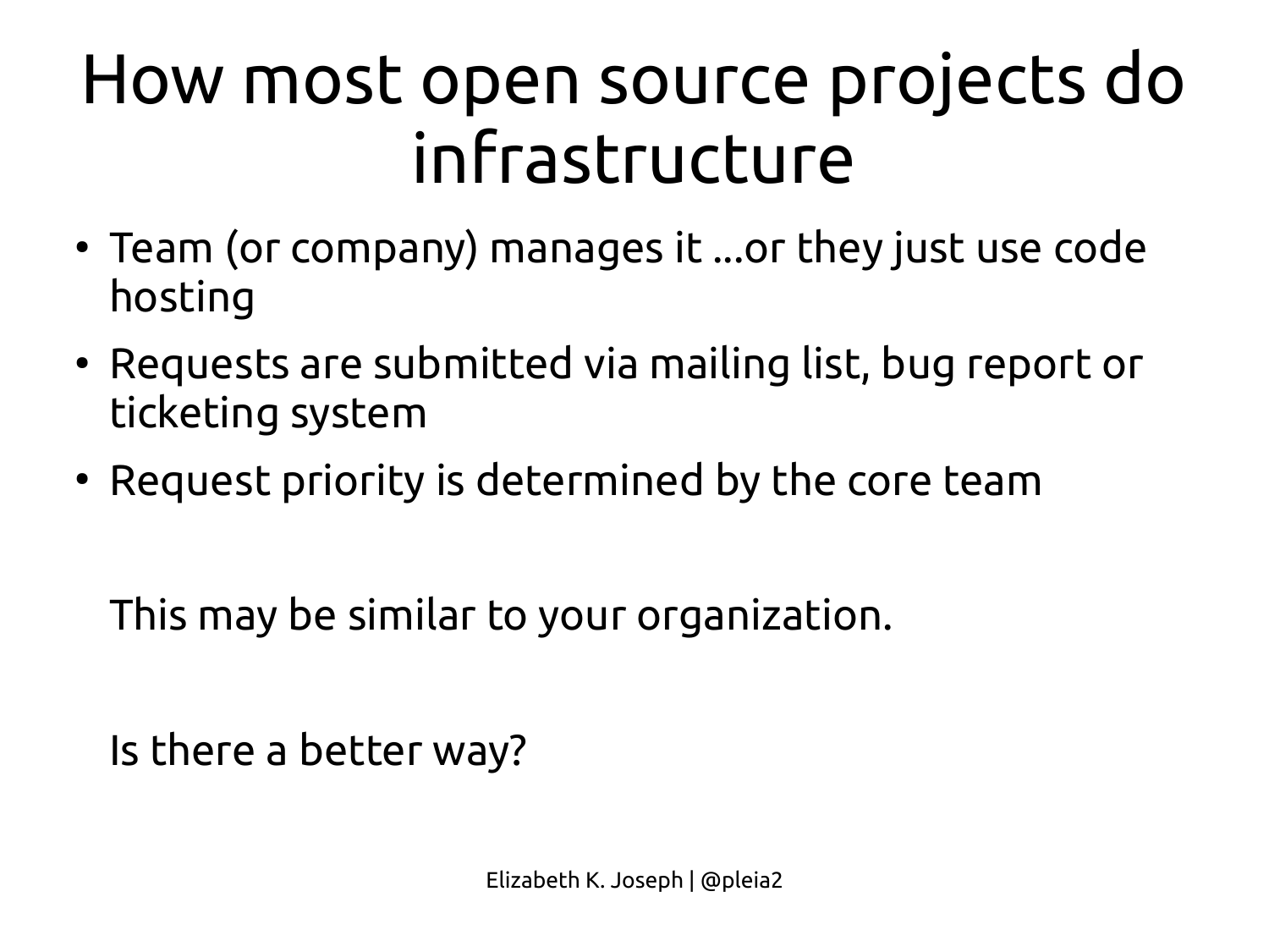# How most open source projects do infrastructure

- Team (or company) manages it ...or they just use code hosting
- Requests are submitted via mailing list, bug report or ticketing system
- Request priority is determined by the core team

This may be similar to your organization.

Is there a better way?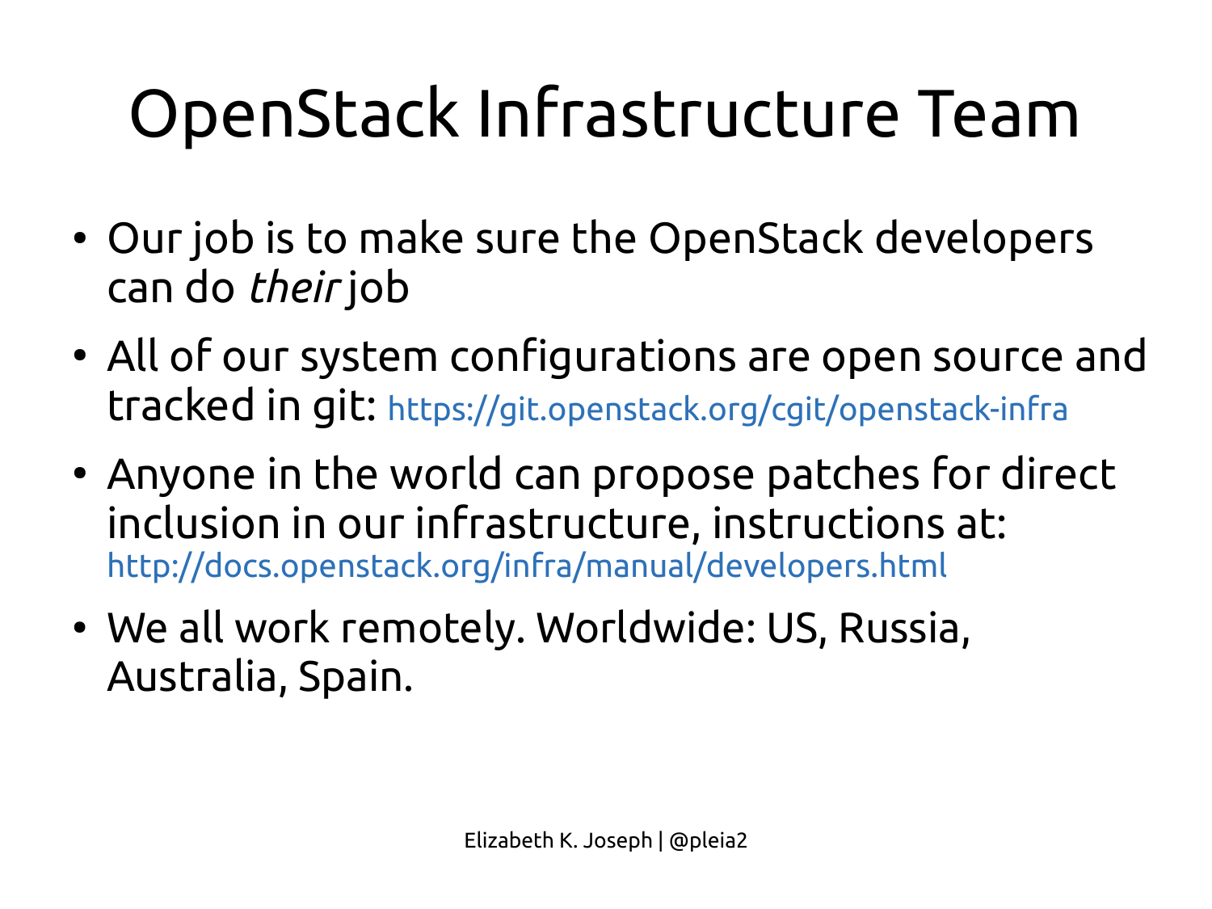# OpenStack Infrastructure Team

- Our job is to make sure the OpenStack developers can do *their* job
- All of our system configurations are open source and tracked in git: https://git.openstack.org/cgit/openstack-infra
- Anyone in the world can propose patches for direct inclusion in our infrastructure, instructions at: http://docs.openstack.org/infra/manual/developers.html
- We all work remotely. Worldwide: US, Russia, Australia, Spain.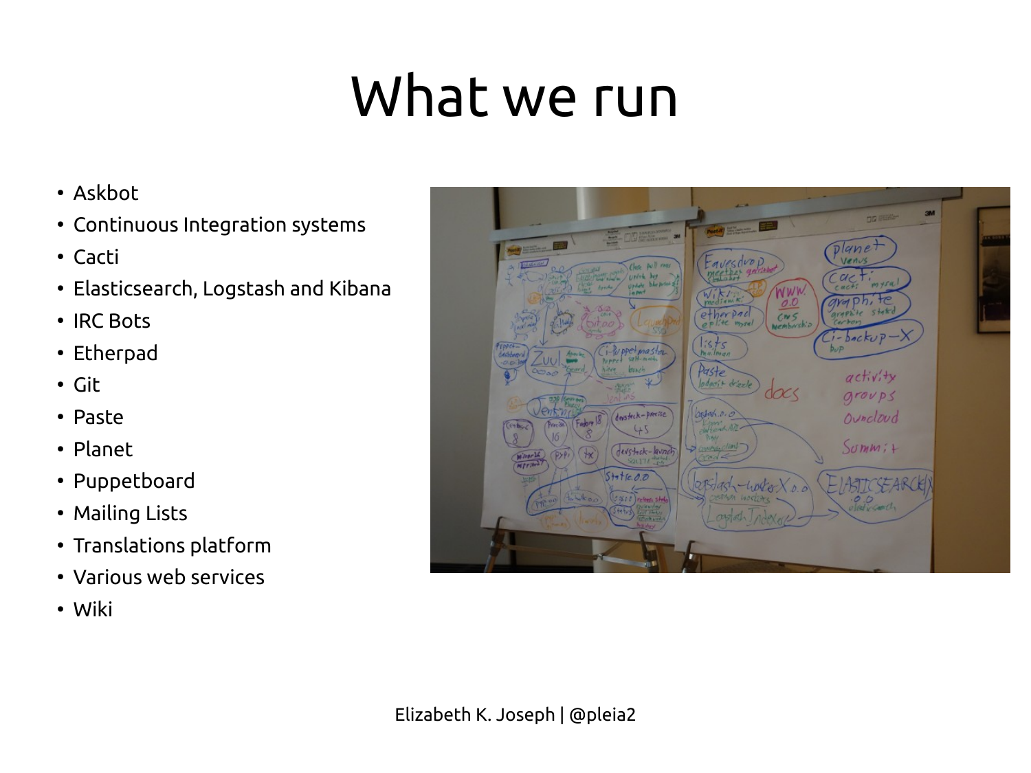# What we run

- Askbot
- Continuous Integration systems
- Cacti
- Elasticsearch, Logstash and Kibana
- IRC Bots
- Etherpad
- Git
- Paste
- Planet
- Puppetboard
- Mailing Lists
- Translations platform
- Various web services
- Wiki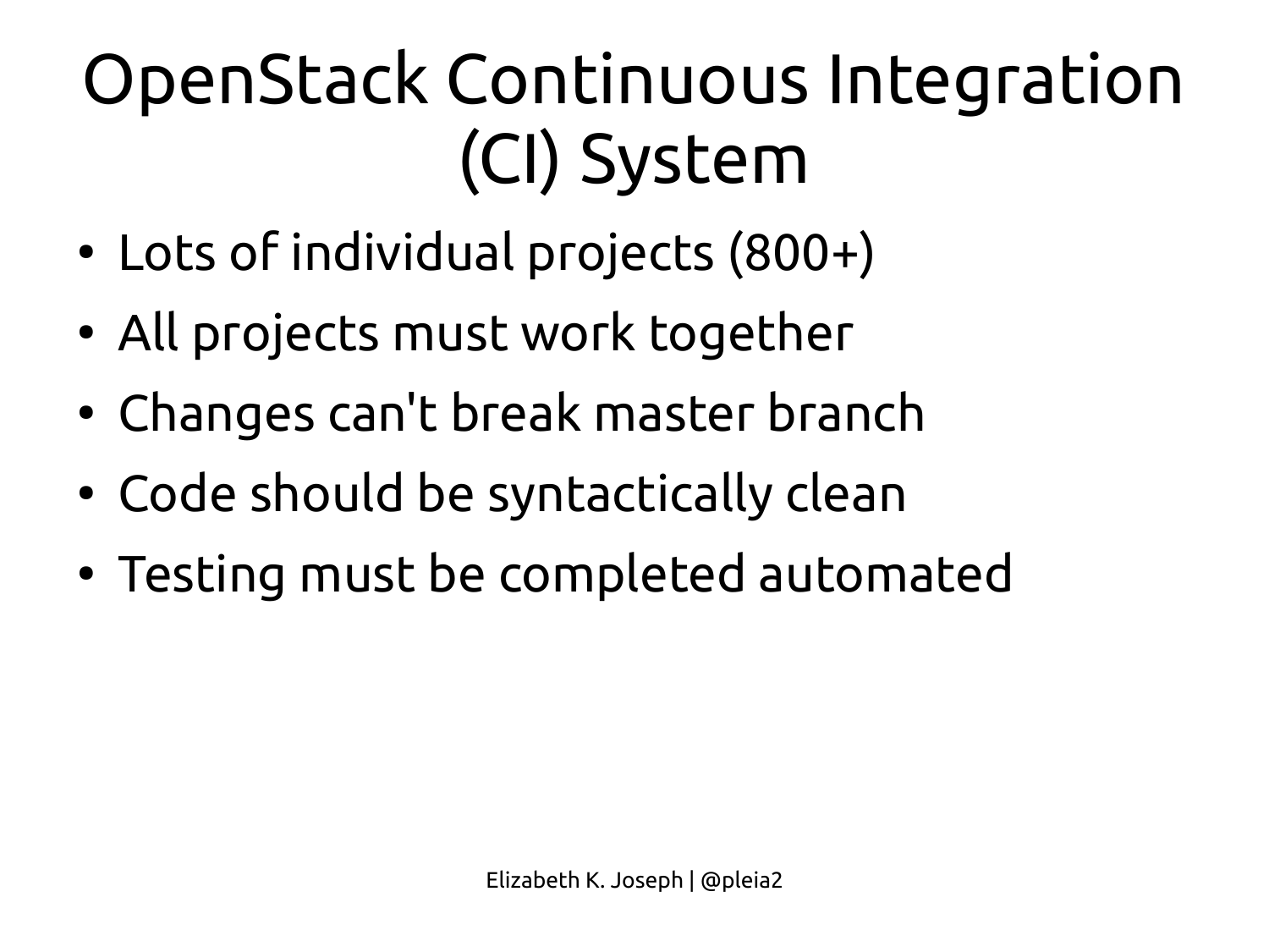# OpenStack Continuous Integration (CI) System

- Lots of individual projects (800+)
- All projects must work together
- Changes can't break master branch
- Code should be syntactically clean
- Testing must be completed automated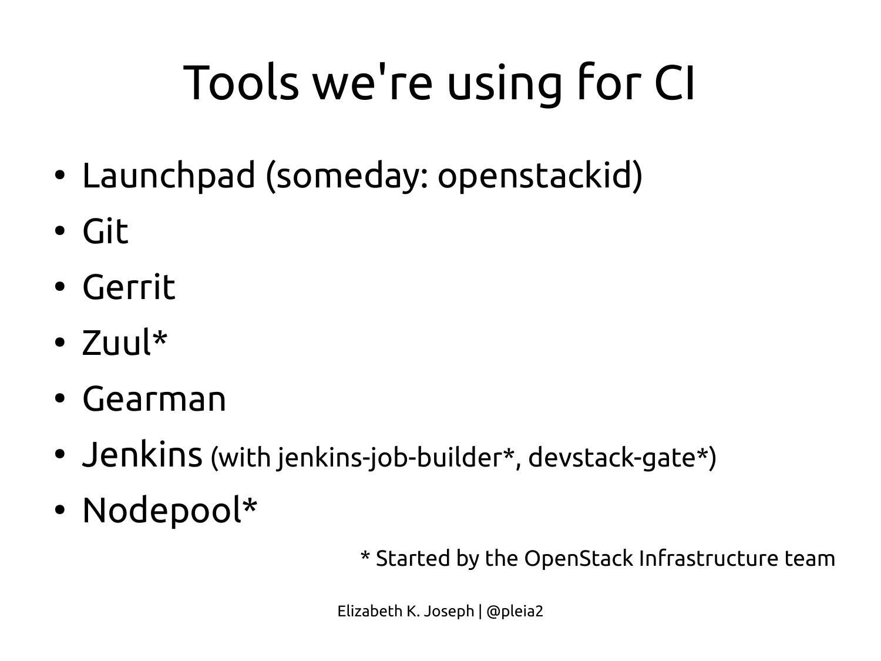# Tools we're using for CI

- Launchpad (someday: openstackid)
- Git
- Gerrit
- Zuul*
- Gearman
- Jenkins (with jenkins-job-builder*, devstack-gate*)
- Nodepool*

* Started by the OpenStack Infrastructure team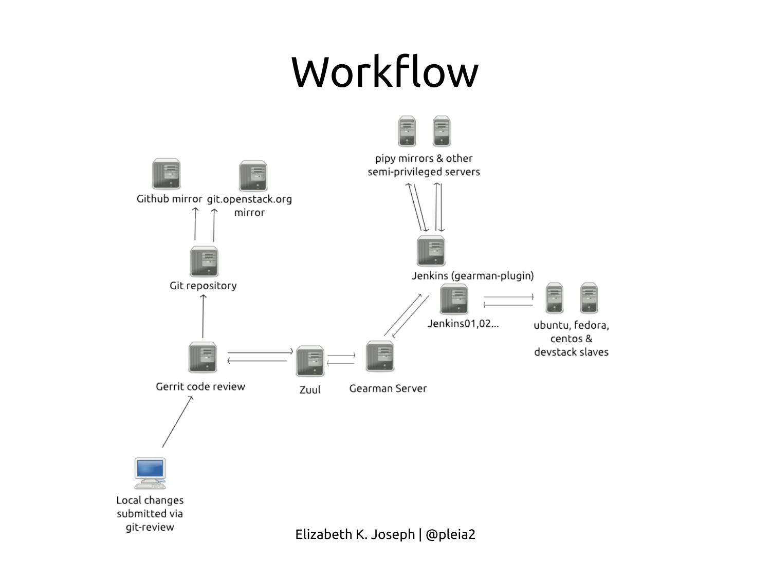# Workflow

pipy mirrors & other semi-privileged servers

Github mirror

git.openstack.org mirror

Git repository

Jenkins (gearman-plugin)

Jenkins01,02...

ubuntu, fedora, centos & devstack slaves

Gerrit code review

Zuul

Gearman Server

Local changes submitted via git-review

Elizabeth K. Joseph | @pleia2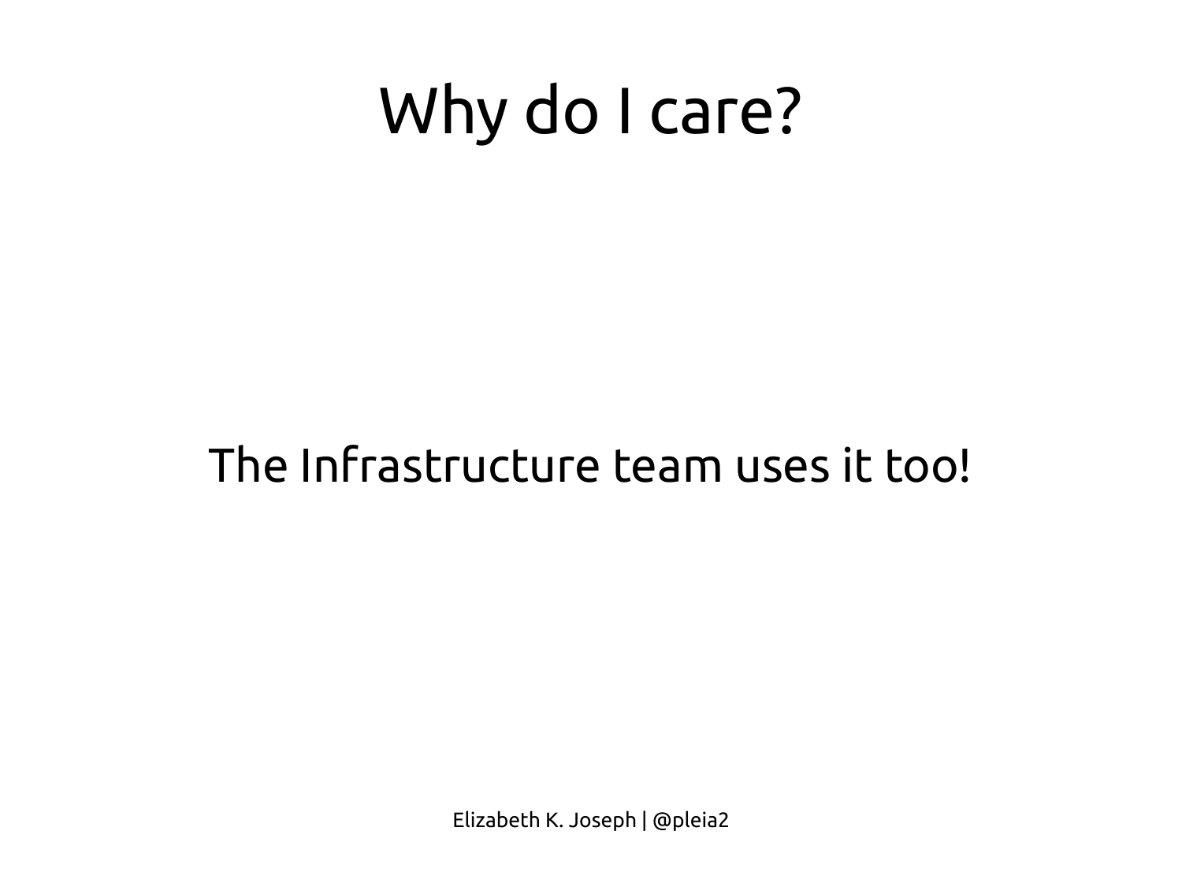# Why do I care?

The Infrastructure team uses it too!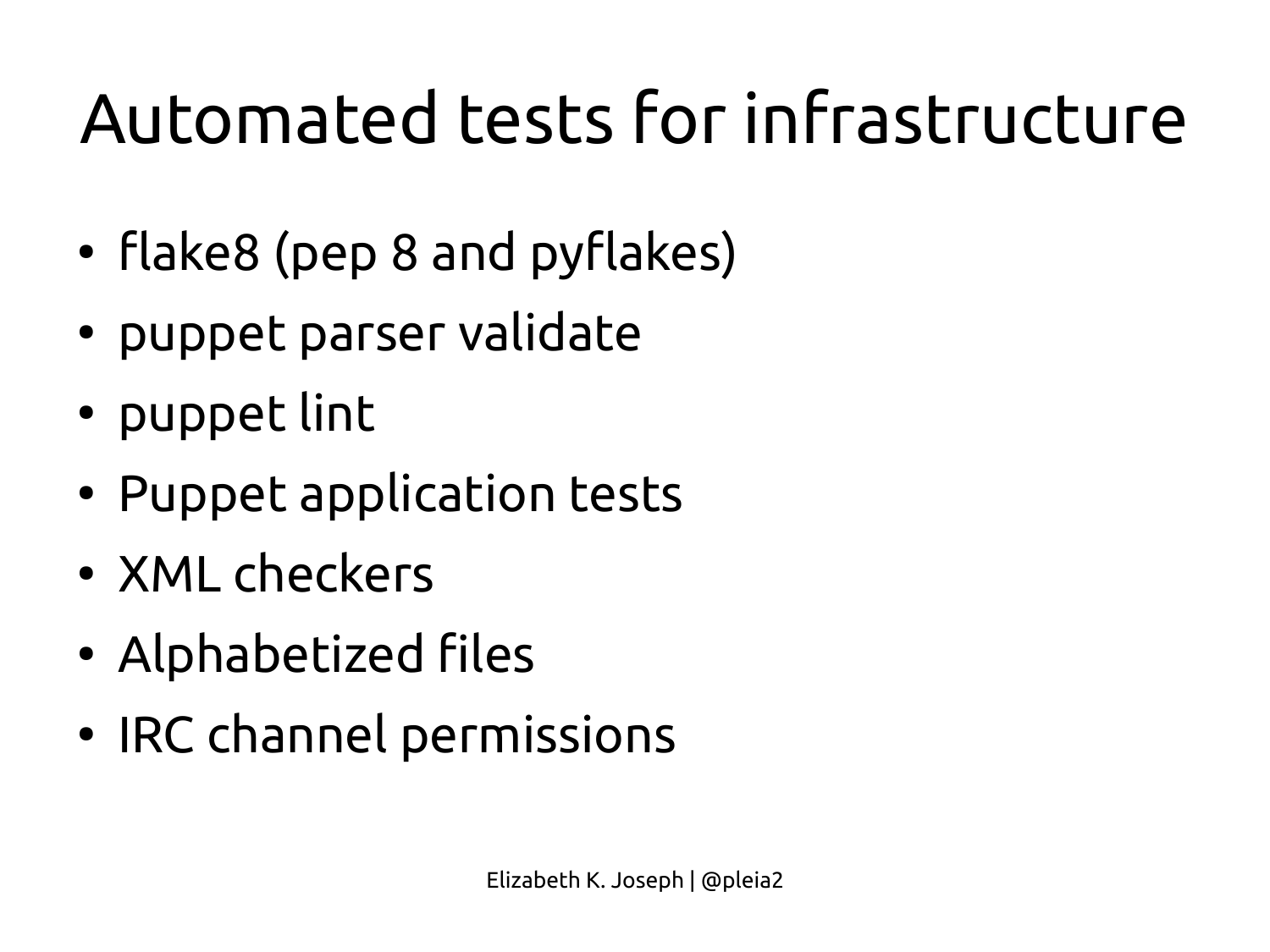# Automated tests for infrastructure

- flake8 (pep 8 and pyflakes)
- puppet parser validate
- puppet lint
- Puppet application tests
- XML checkers
- Alphabetized files
- IRC channel permissions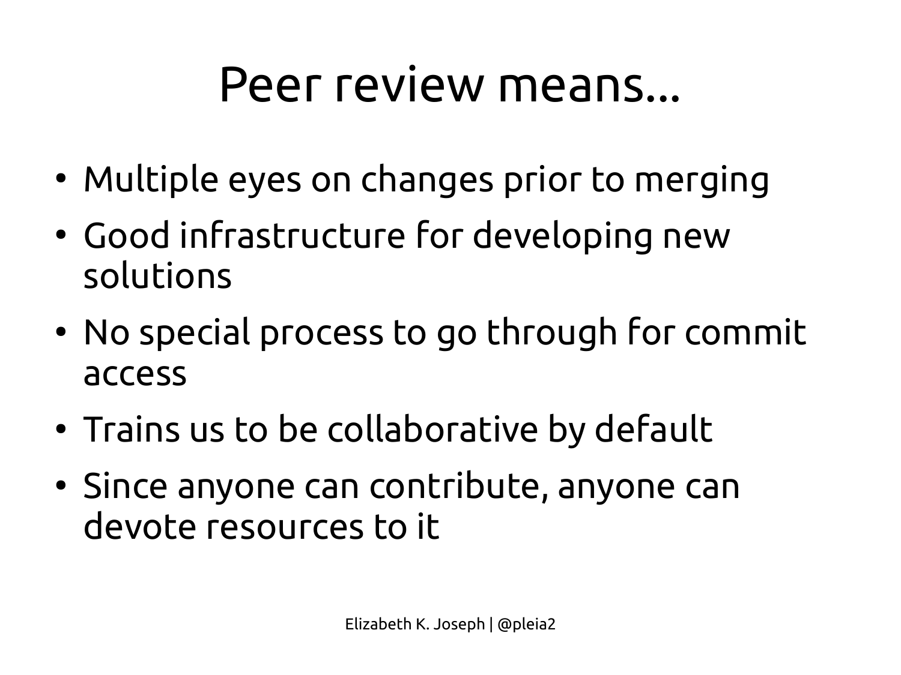# Peer review means...

- Multiple eyes on changes prior to merging
- Good infrastructure for developing new solutions
- No special process to go through for commit access
- Trains us to be collaborative by default
- Since anyone can contribute, anyone can devote resources to it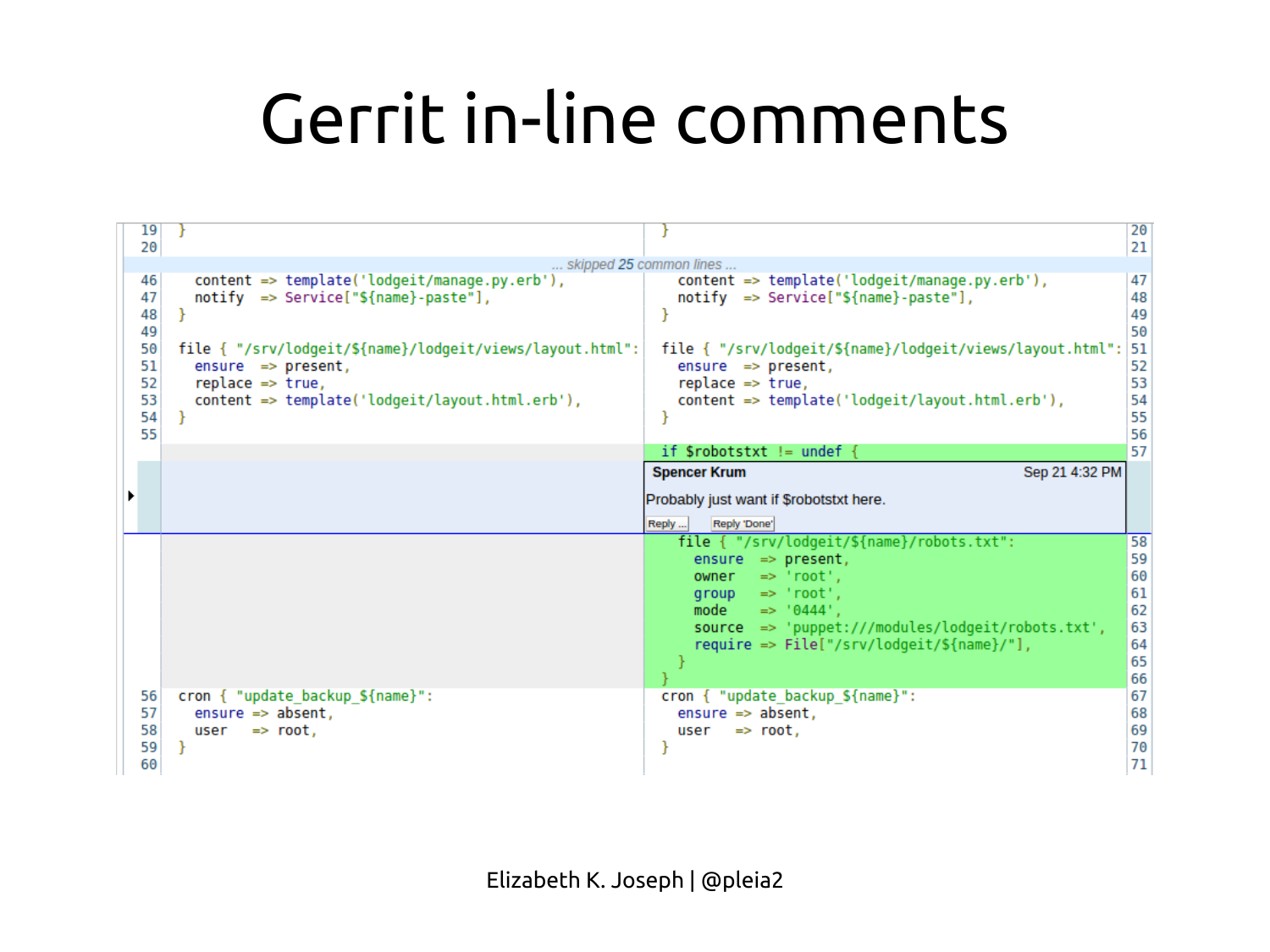# Gerrit in-line comments

```
19  }                                                          }                                                          20
20                                                                                                                        21
                                  ... skipped 25 common lines ...
46    content => template('lodgeit/manage.py.erb'),              content => template('lodgeit/manage.py.erb'),          47
47    notify  => Service["${name}-paste"],                       notify  => Service["${name}-paste"],                   48
48  }                                                          }                                                          49
49                                                                                                                        50
50  file { "/srv/lodgeit/${name}/lodgeit/views/layout.html":   file { "/srv/lodgeit/${name}/lodgeit/views/layout.html":   51
51    ensure  => present,                                        ensure  => present,                                    52
52    replace => true,                                           replace => true,                                       53
53    content => template('lodgeit/layout.html.erb'),            content => template('lodgeit/layout.html.erb'),        54
54  }                                                          }                                                          55
55                                                                                                                        56
                                                               if $robotstxt != undef {                                   57
```

**Spencer Krum** Sep 21 4:32 PM

Probably just want if $robotstxt here.

Reply ... | Reply 'Done'

```
                                                                 file { "/srv/lodgeit/${name}/robots.txt":            58
                                                                   ensure  => present,                                59
                                                                   owner   => 'root',                                 60
                                                                   group   => 'root',                                 61
                                                                   mode    => '0444',                                 62
                                                                   source  => 'puppet:///modules/lodgeit/robots.txt', 63
                                                                   require => File["/srv/lodgeit/${name}/"],          64
                                                                 }                                                    65
                                                               }                                                      66
56  cron { "update_backup_${name}":                            cron { "update_backup_${name}":                        67
57    ensure => absent,                                          ensure => absent,                                    68
58    user   => root,                                            user   => root,                                      69
59  }                                                          }                                                      70
60                                                                                                                    71
```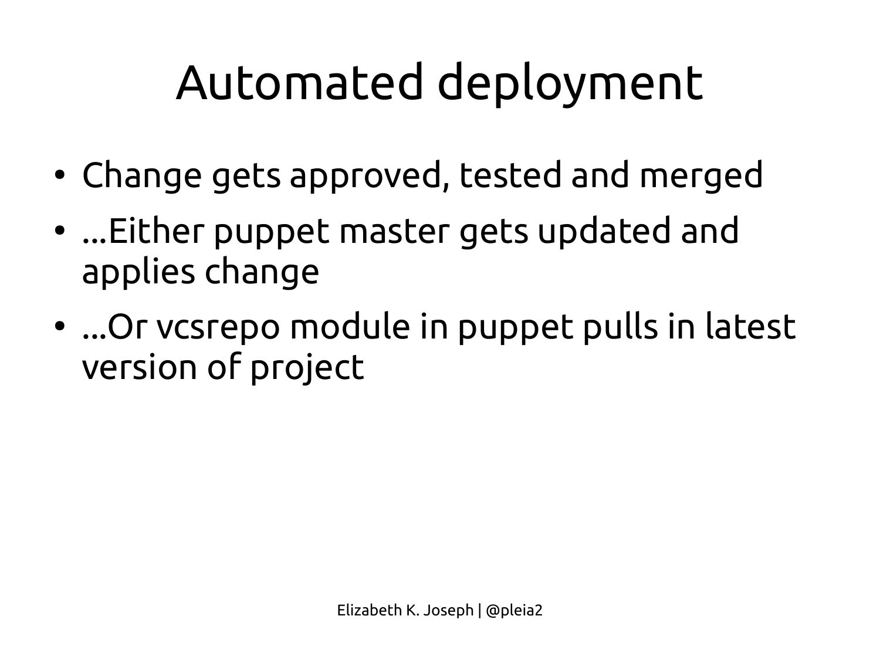# Automated deployment

- Change gets approved, tested and merged
- ...Either puppet master gets updated and applies change
- ...Or vcsrepo module in puppet pulls in latest version of project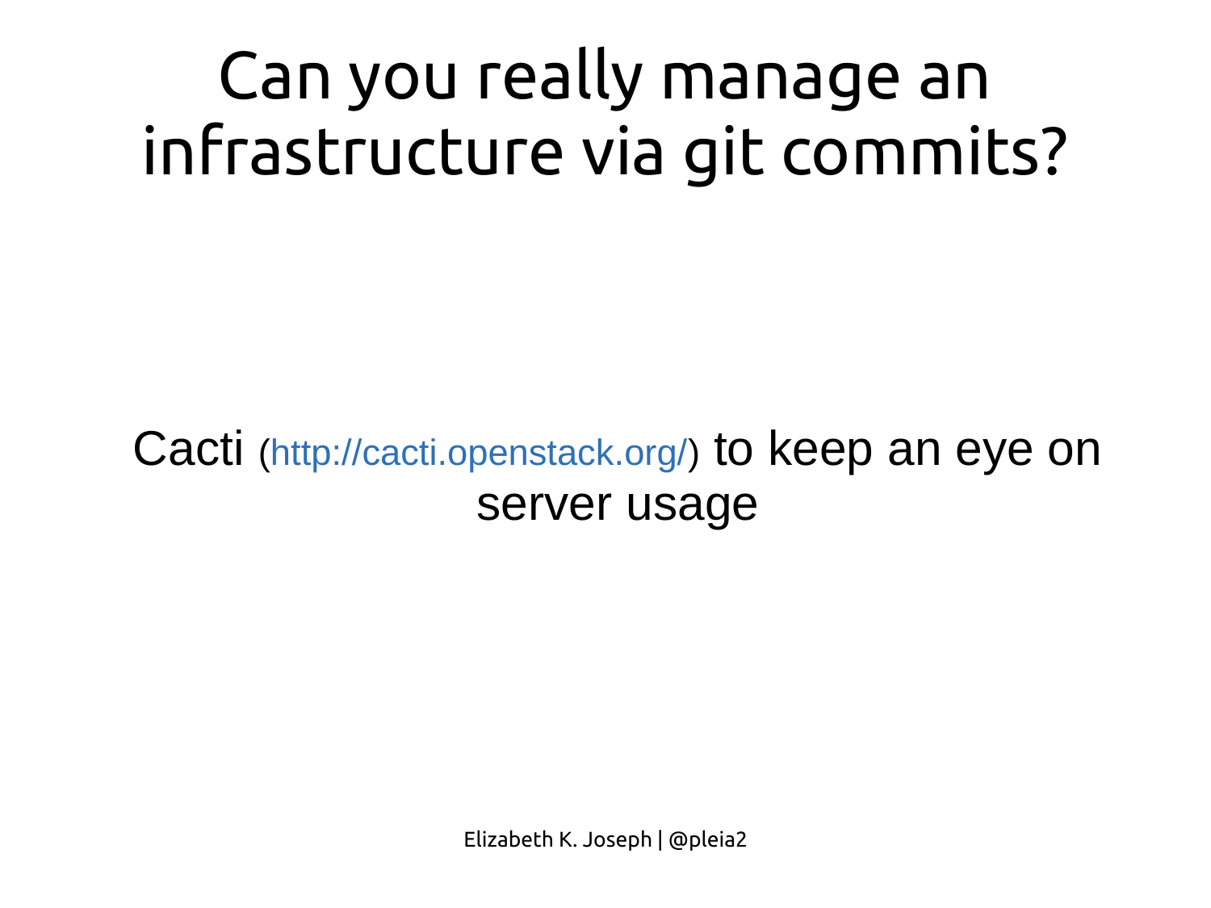# Can you really manage an infrastructure via git commits?

Cacti (http://cacti.openstack.org/) to keep an eye on server usage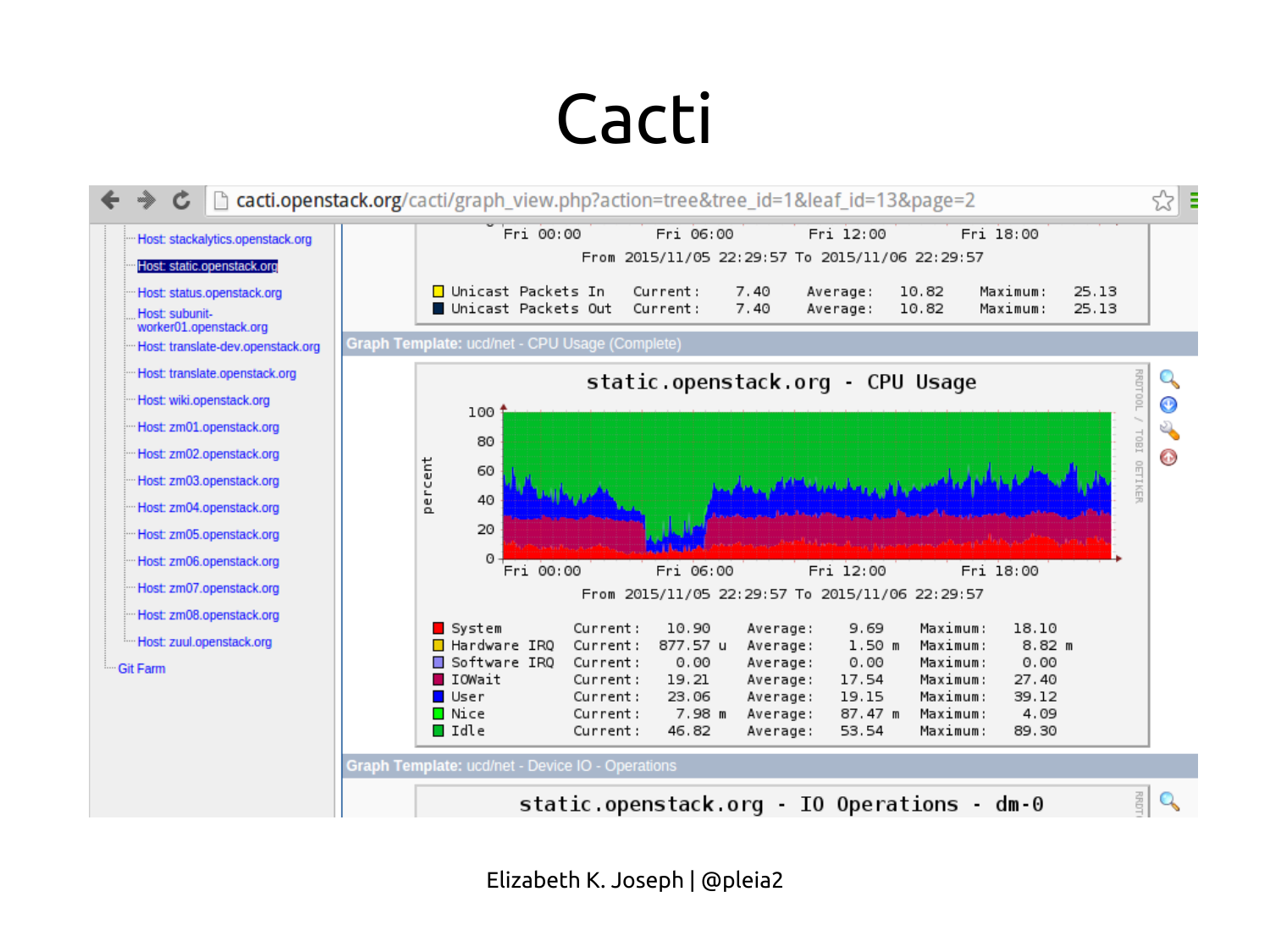# Cacti

cacti.openstack.org/cacti/graph_view.php?action=tree&tree_id=1&leaf_id=13&page=2

- Host: stackalytics.openstack.org
- Host: static.openstack.org
- Host: status.openstack.org
- Host: subunit-worker01.openstack.org
- Host: translate-dev.openstack.org
- Host: translate.openstack.org
- Host: wiki.openstack.org
- Host: zm01.openstack.org
- Host: zm02.openstack.org
- Host: zm03.openstack.org
- Host: zm04.openstack.org
- Host: zm05.openstack.org
- Host: zm06.openstack.org
- Host: zm07.openstack.org
- Host: zm08.openstack.org
- Host: zuul.openstack.org
- Git Farm

Fri 00:00 Fri 06:00 Fri 12:00 Fri 18:00

From 2015/11/05 22:29:57 To 2015/11/06 22:29:57

| | | | | | | |
|---|---|---|---|---|---|---|
| Unicast Packets In | Current: | 7.40 | Average: | 10.82 | Maximum: | 25.13 |
| Unicast Packets Out | Current: | 7.40 | Average: | 10.82 | Maximum: | 25.13 |

**Graph Template:** ucd/net - CPU Usage (Complete)

static.openstack.org - CPU Usage

From 2015/11/05 22:29:57 To 2015/11/06 22:29:57

| | | | | | | |
|---|---|---|---|---|---|---|
| System | Current: | 10.90 | Average: | 9.69 | Maximum: | 18.10 |
| Hardware IRQ | Current: | 877.57 u | Average: | 1.50 m | Maximum: | 8.82 m |
| Software IRQ | Current: | 0.00 | Average: | 0.00 | Maximum: | 0.00 |
| IOWait | Current: | 19.21 | Average: | 17.54 | Maximum: | 27.40 |
| User | Current: | 23.06 | Average: | 19.15 | Maximum: | 39.12 |
| Nice | Current: | 7.98 m | Average: | 87.47 m | Maximum: | 4.09 |
| Idle | Current: | 46.82 | Average: | 53.54 | Maximum: | 89.30 |

**Graph Template:** ucd/net - Device IO - Operations

static.openstack.org - IO Operations - dm-0

Elizabeth K. Joseph | @pleia2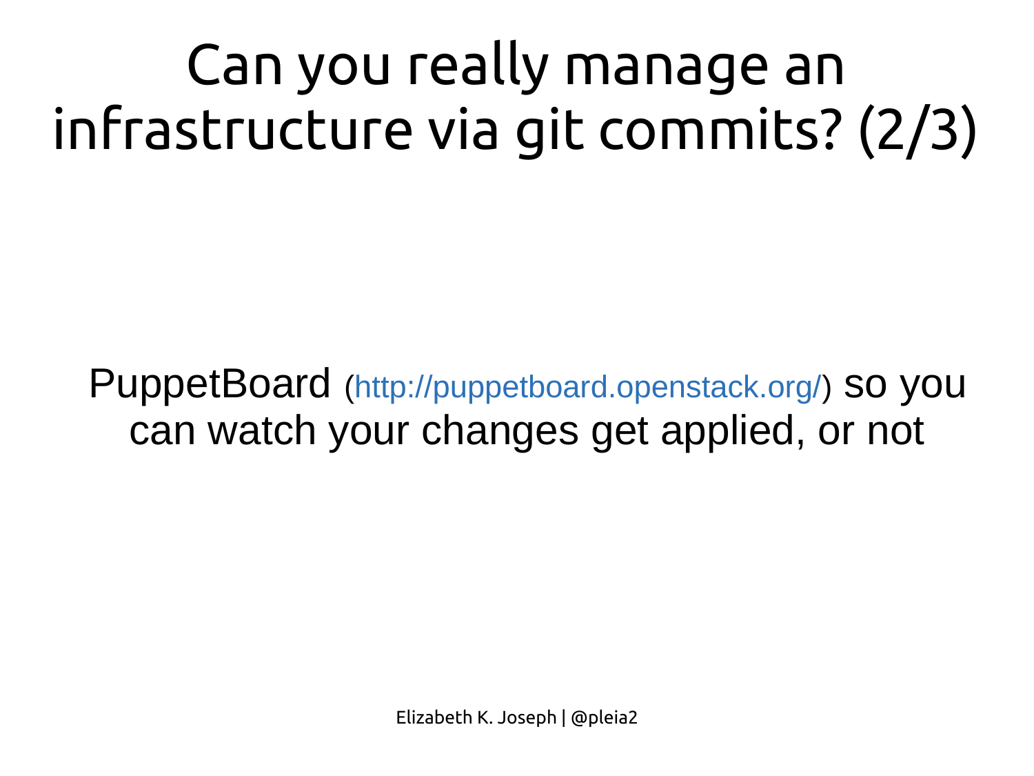# Can you really manage an infrastructure via git commits? (2/3)

PuppetBoard (http://puppetboard.openstack.org/) so you can watch your changes get applied, or not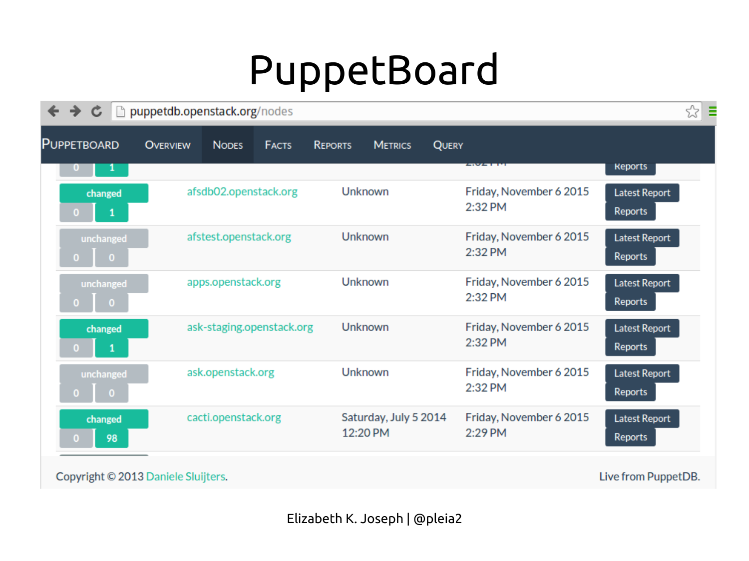# PuppetBoard

puppetdb.openstack.org/nodes

PUPPETBOARD | OVERVIEW | NODES | FACTS | REPORTS | METRICS | QUERY

| Status | Hostname | Catalog compiled at | Last report | |
|---|---|---|---|---|
| changed (0, 1) | afsdb02.openstack.org | Unknown | Friday, November 6 2015 2:32 PM | Latest Report / Reports |
| unchanged (0, 0) | afstest.openstack.org | Unknown | Friday, November 6 2015 2:32 PM | Latest Report / Reports |
| unchanged (0, 0) | apps.openstack.org | Unknown | Friday, November 6 2015 2:32 PM | Latest Report / Reports |
| changed (0, 1) | ask-staging.openstack.org | Unknown | Friday, November 6 2015 2:32 PM | Latest Report / Reports |
| unchanged (0, 0) | ask.openstack.org | Unknown | Friday, November 6 2015 2:32 PM | Latest Report / Reports |
| changed (0, 98) | cacti.openstack.org | Saturday, July 5 2014 12:20 PM | Friday, November 6 2015 2:29 PM | Latest Report / Reports |

Copyright © 2013 Daniele Sluijters.

Live from PuppetDB.

Elizabeth K. Joseph | @pleia2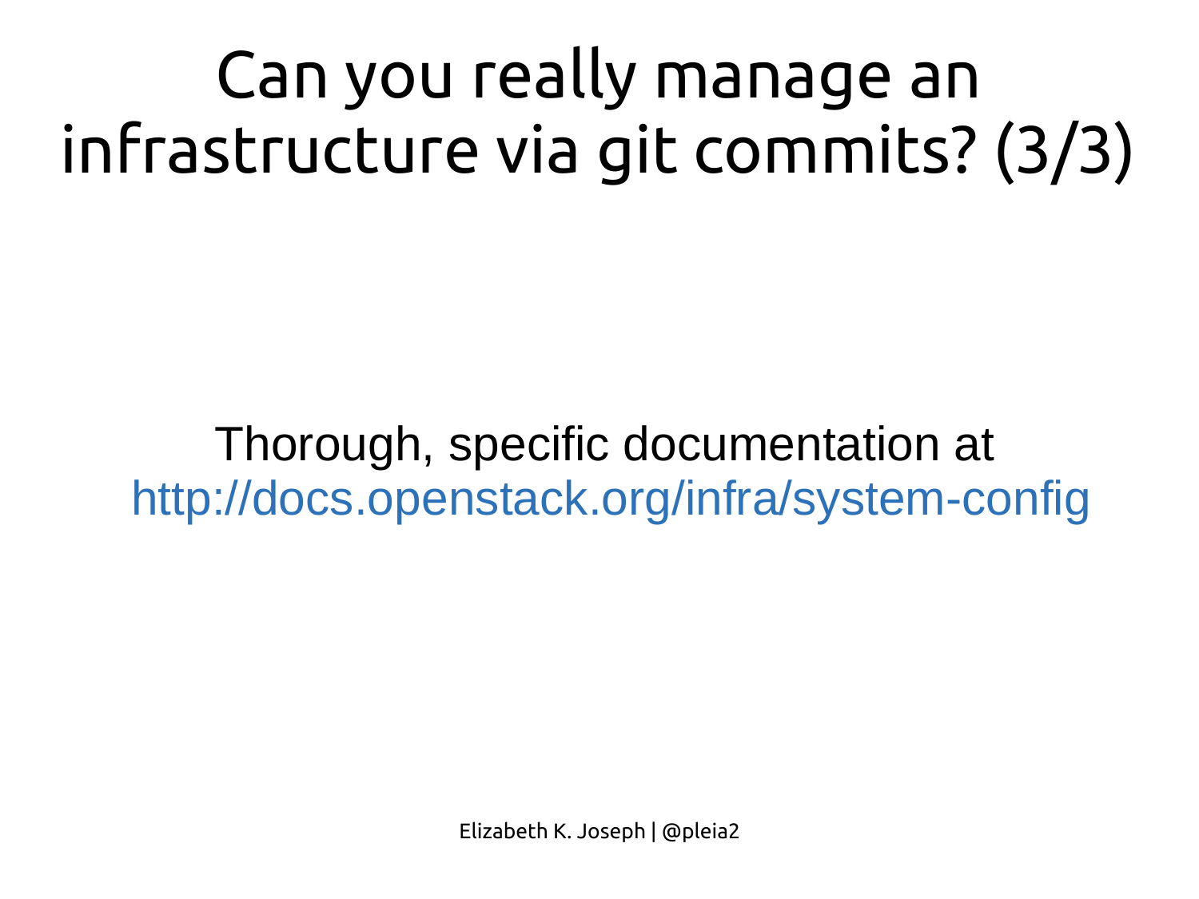# Can you really manage an infrastructure via git commits? (3/3)

Thorough, specific documentation at http://docs.openstack.org/infra/system-config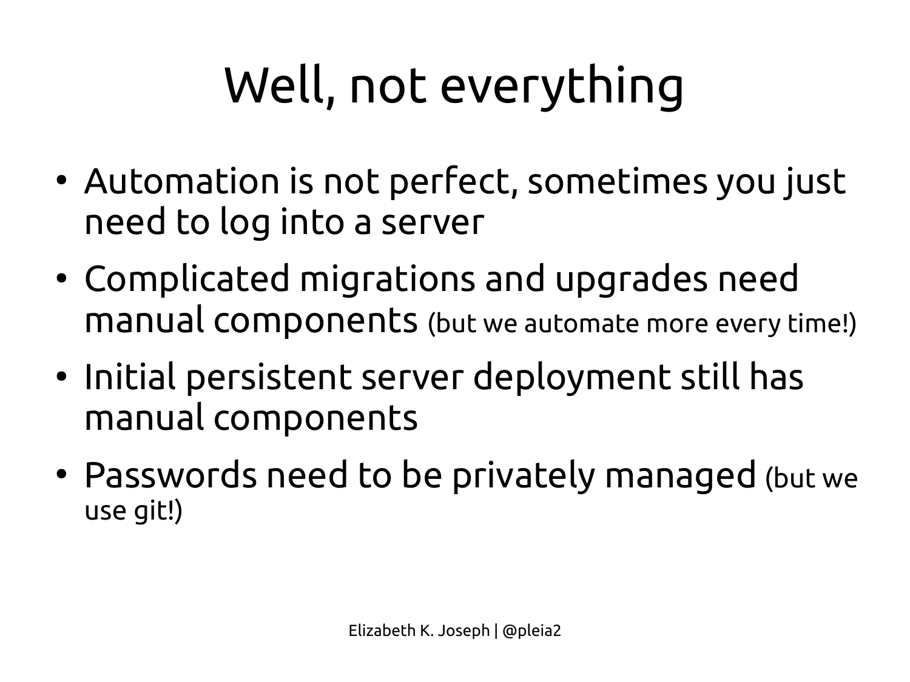# Well, not everything

- Automation is not perfect, sometimes you just need to log into a server
- Complicated migrations and upgrades need manual components (but we automate more every time!)
- Initial persistent server deployment still has manual components
- Passwords need to be privately managed (but we use git!)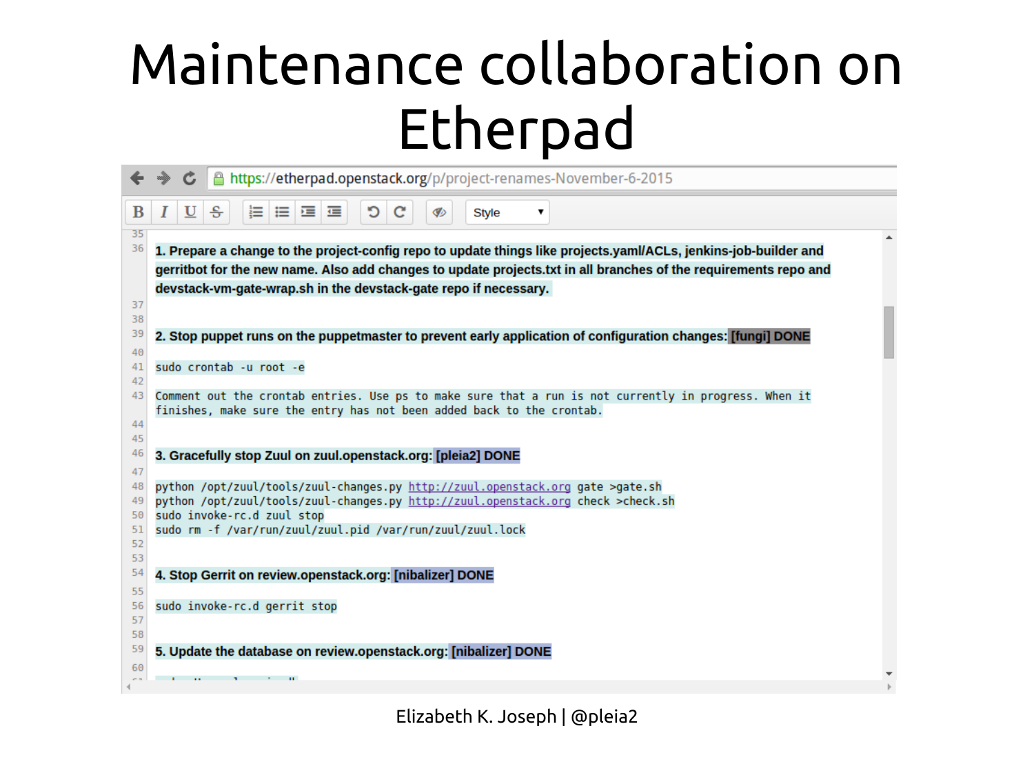# Maintenance collaboration on Etherpad

https://etherpad.openstack.org/p/project-renames-November-6-2015

**1. Prepare a change to the project-config repo to update things like projects.yaml/ACLs, jenkins-job-builder and gerritbot for the new name. Also add changes to update projects.txt in all branches of the requirements repo and devstack-vm-gate-wrap.sh in the devstack-gate repo if necessary.**

**2. Stop puppet runs on the puppetmaster to prevent early application of configuration changes: [fungi] DONE**

```
sudo crontab -u root -e
```

```
Comment out the crontab entries. Use ps to make sure that a run is not currently in progress. When it finishes, make sure the entry has not been added back to the crontab.
```

**3. Gracefully stop Zuul on zuul.openstack.org: [pleia2] DONE**

```
python /opt/zuul/tools/zuul-changes.py http://zuul.openstack.org gate >gate.sh
python /opt/zuul/tools/zuul-changes.py http://zuul.openstack.org check >check.sh
sudo invoke-rc.d zuul stop
sudo rm -f /var/run/zuul/zuul.pid /var/run/zuul/zuul.lock
```

**4. Stop Gerrit on review.openstack.org: [nibalizer] DONE**

```
sudo invoke-rc.d gerrit stop
```

**5. Update the database on review.openstack.org: [nibalizer] DONE**

Elizabeth K. Joseph | @pleia2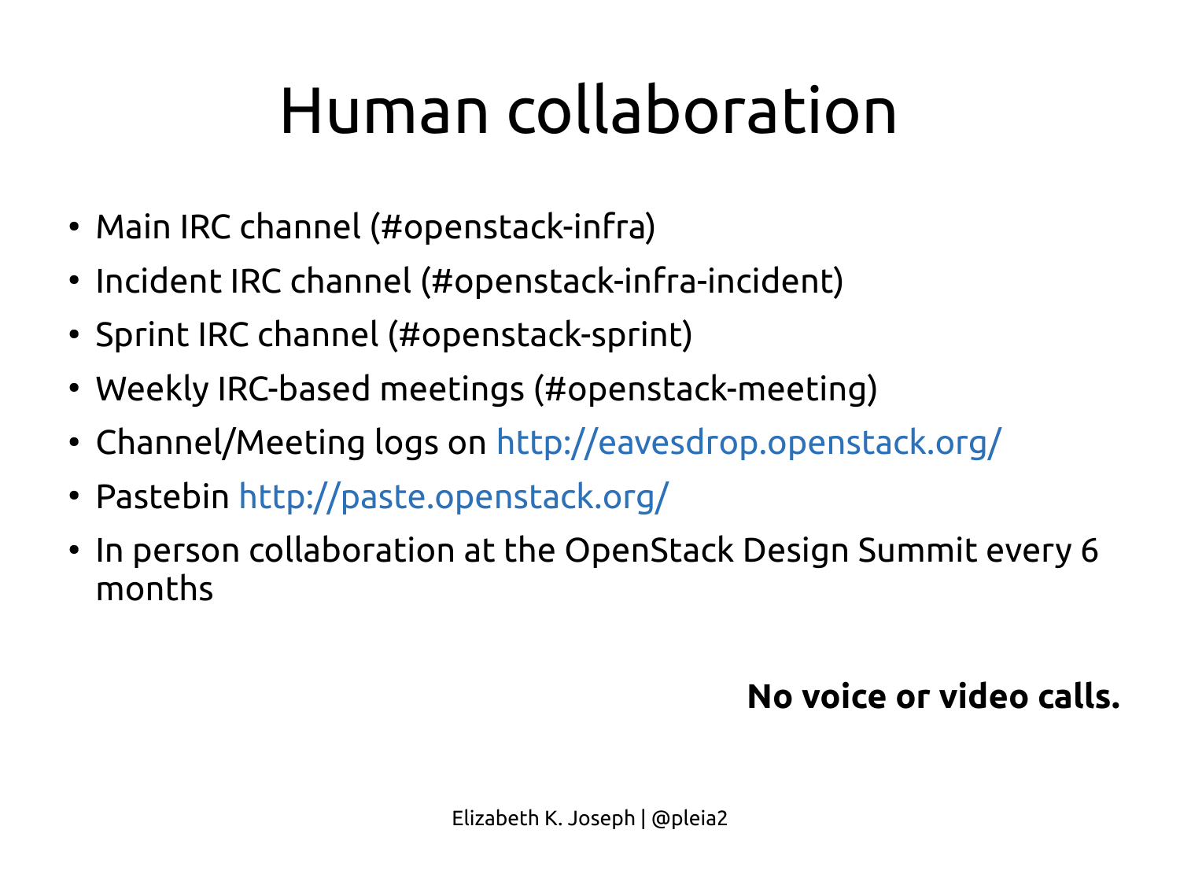# Human collaboration

- Main IRC channel (#openstack-infra)
- Incident IRC channel (#openstack-infra-incident)
- Sprint IRC channel (#openstack-sprint)
- Weekly IRC-based meetings (#openstack-meeting)
- Channel/Meeting logs on http://eavesdrop.openstack.org/
- Pastebin http://paste.openstack.org/
- In person collaboration at the OpenStack Design Summit every 6 months

**No voice or video calls.**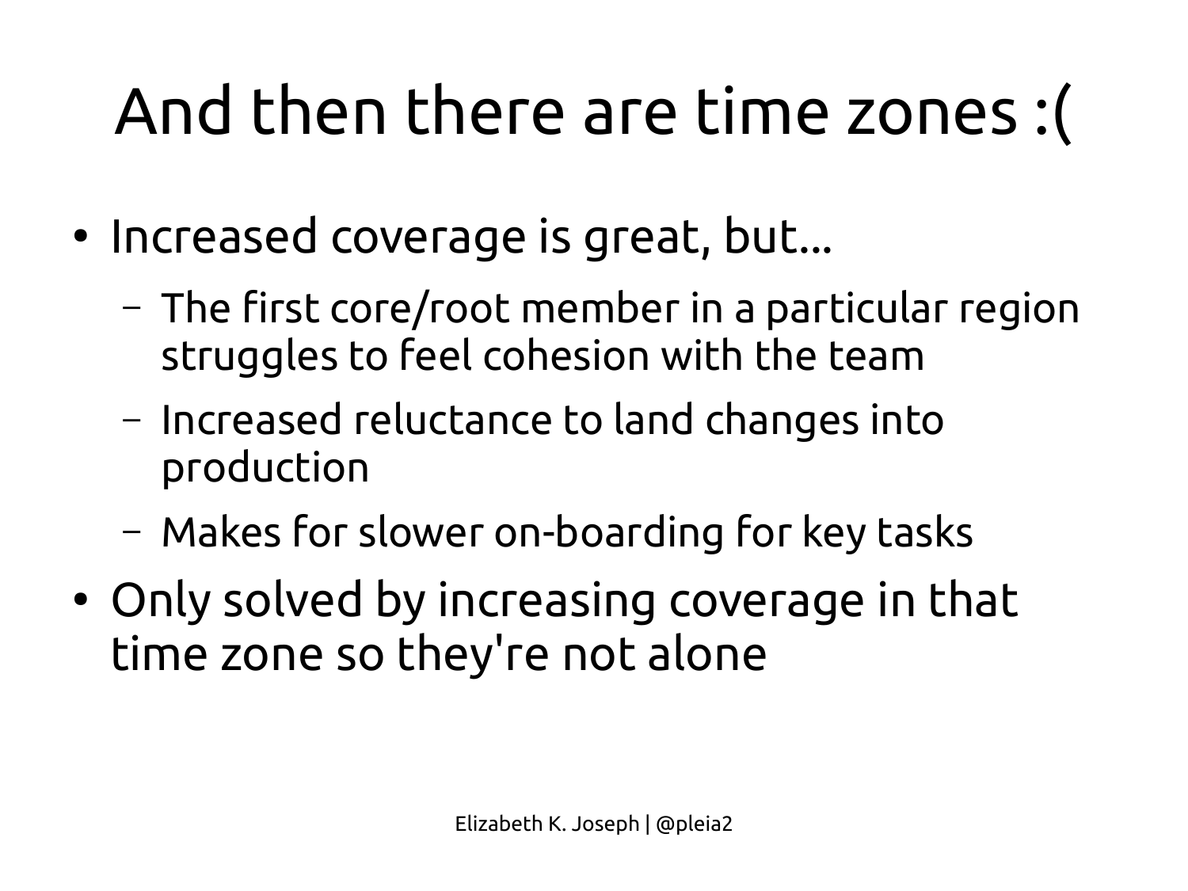# And then there are time zones :(

- Increased coverage is great, but...
  - The first core/root member in a particular region struggles to feel cohesion with the team
  - Increased reluctance to land changes into production
  - Makes for slower on-boarding for key tasks
- Only solved by increasing coverage in that time zone so they're not alone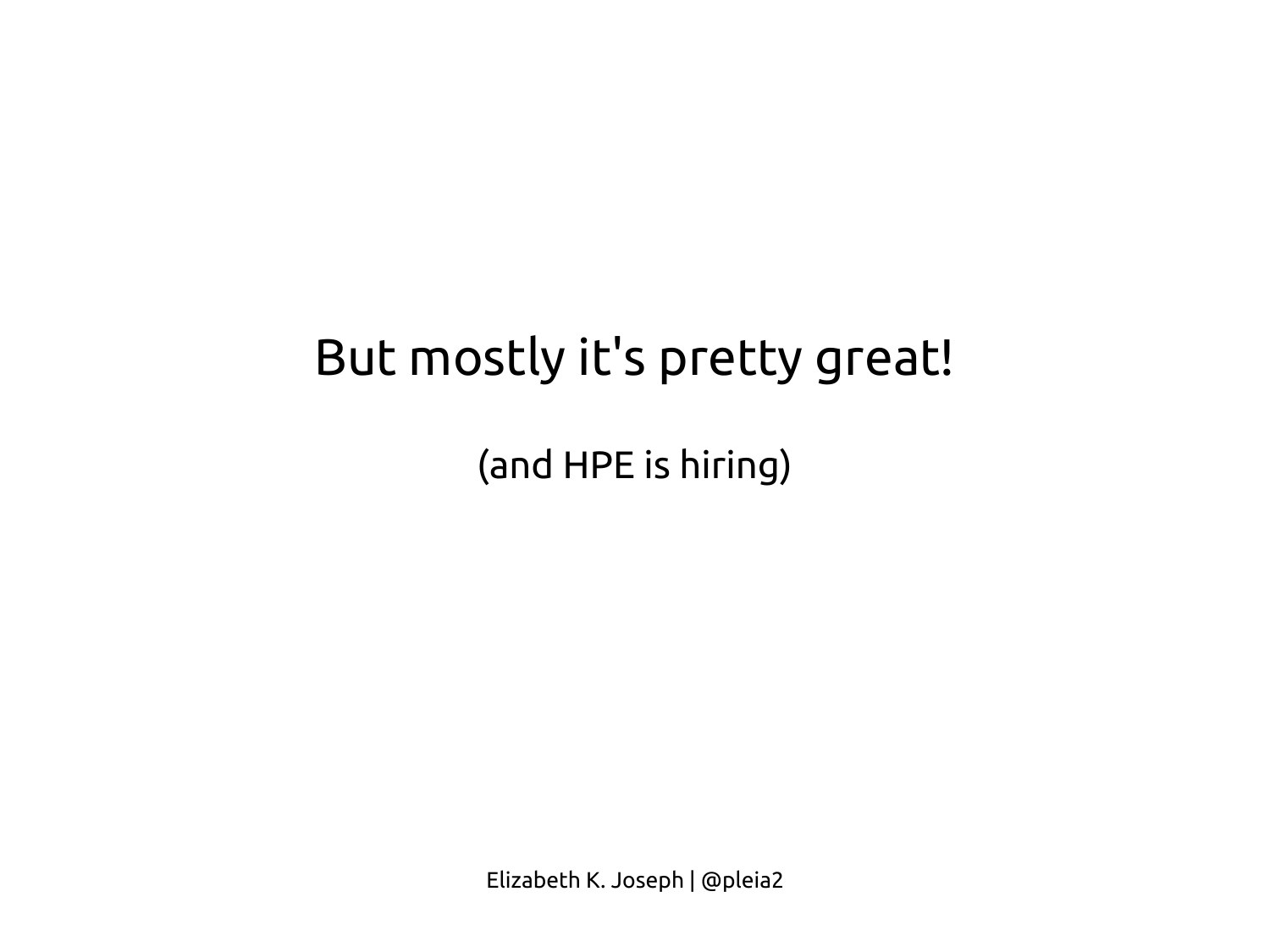# But mostly it's pretty great!

(and HPE is hiring)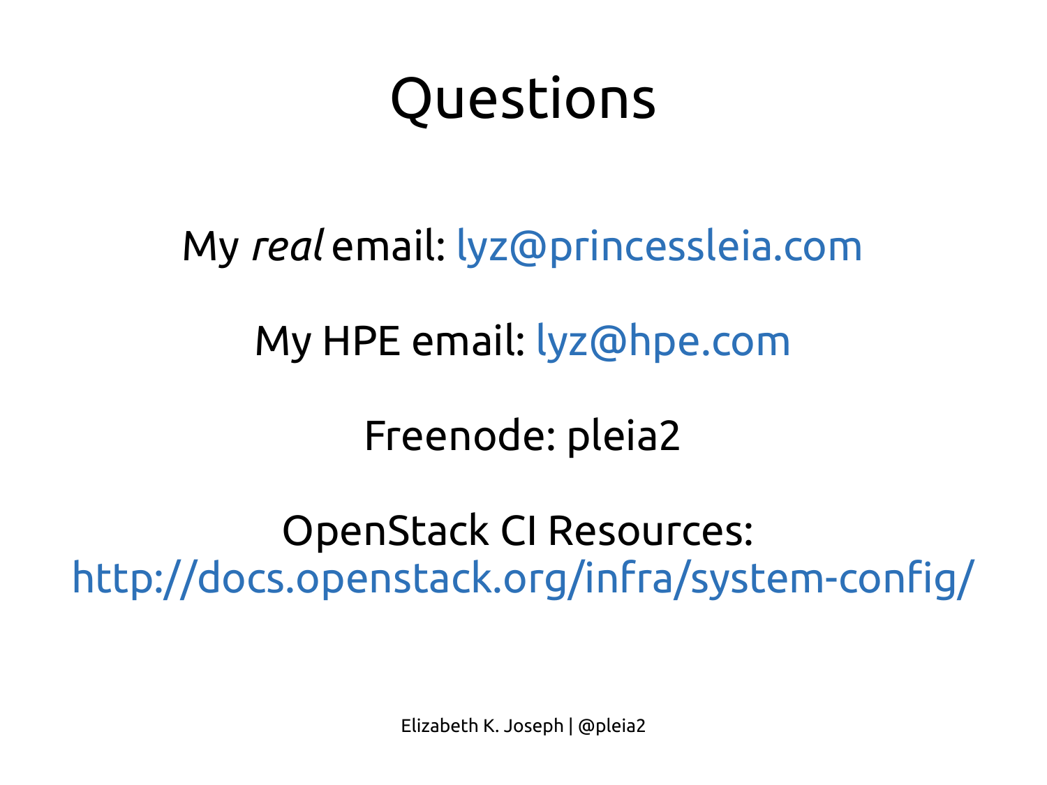# Questions

My *real* email: lyz@princessleia.com

My HPE email: lyz@hpe.com

Freenode: pleia2

OpenStack CI Resources:
http://docs.openstack.org/infra/system-config/